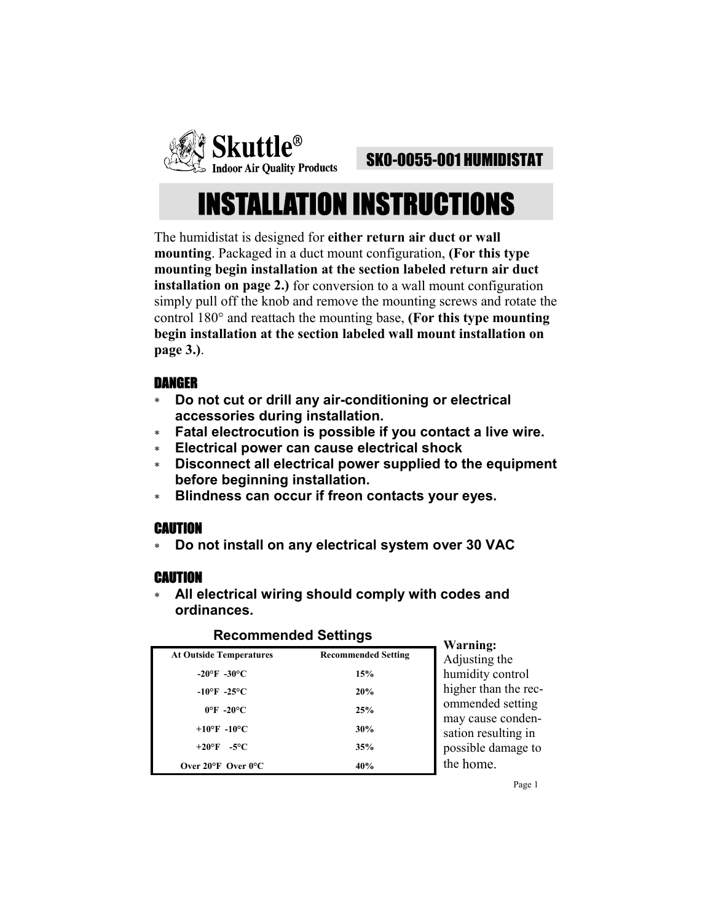Skuttle®
Indoor Air Quality Products

# SKO-0055-001 HUMIDISTAT

# INSTALLATION INSTRUCTIONS

The humidistat is designed for **either return air duct or wall mounting**. Packaged in a duct mount configuration, **(For this type mounting begin installation at the section labeled return air duct installation on page 2.)** for conversion to a wall mount configuration simply pull off the knob and remove the mounting screws and rotate the control 180° and reattach the mounting base, **(For this type mounting begin installation at the section labeled wall mount installation on page 3.)**.

## DANGER

- **Do not cut or drill any air-conditioning or electrical accessories during installation.**
- **Fatal electrocution is possible if you contact a live wire.**
- **Electrical power can cause electrical shock**
- **Disconnect all electrical power supplied to the equipment before beginning installation.**
- **Blindness can occur if freon contacts your eyes.**

## CAUTION

- **Do not install on any electrical system over 30 VAC**

## CAUTION

- **All electrical wiring should comply with codes and ordinances.**

### Recommended Settings

| At Outside Temperatures | Recommended Setting |
|---|---|
| -20°F -30°C | 15% |
| -10°F -25°C | 20% |
| 0°F -20°C | 25% |
| +10°F -10°C | 30% |
| +20°F -5°C | 35% |
| Over 20°F Over 0°C | 40% |

**Warning:** Adjusting the humidity control higher than the recommended setting may cause condensation resulting in possible damage to the home.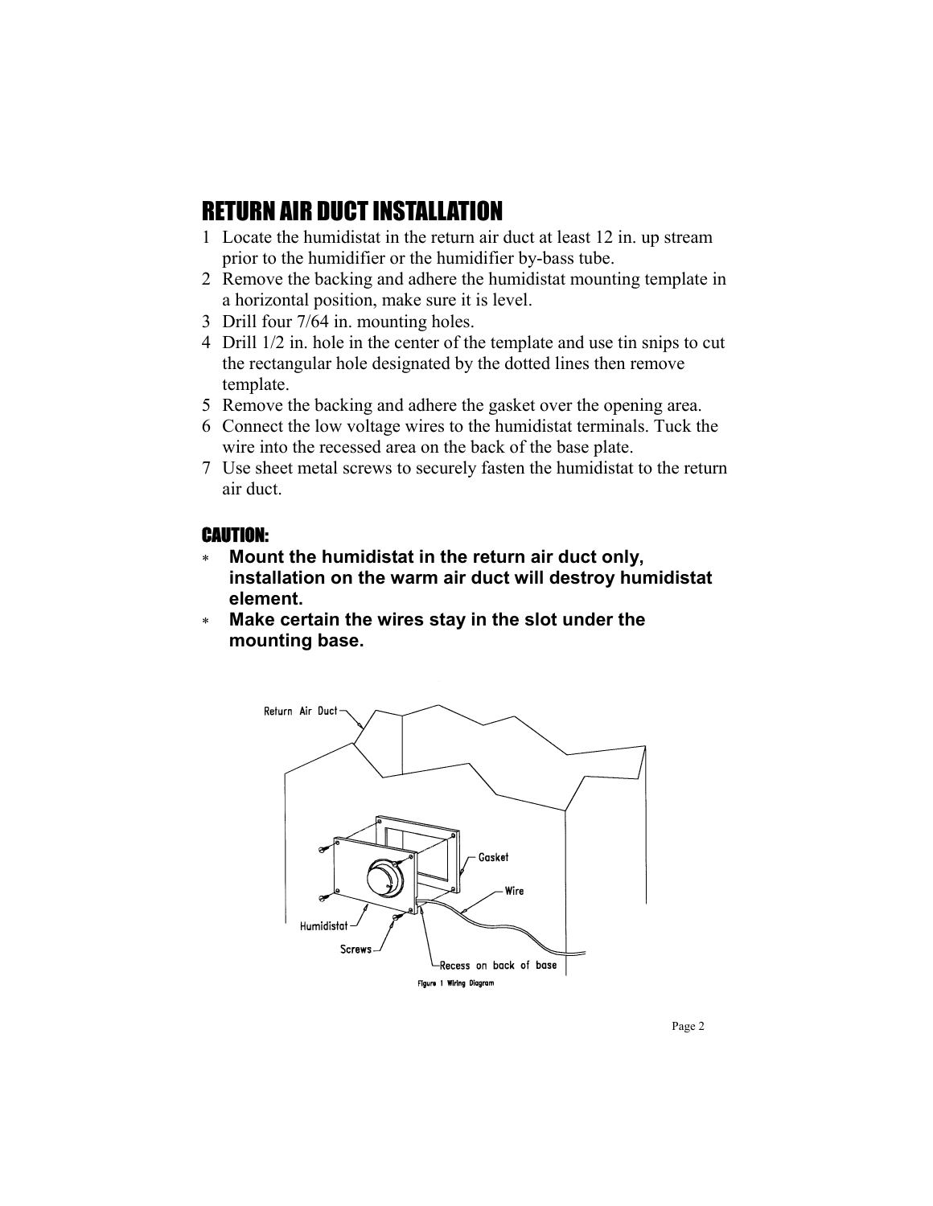## RETURN AIR DUCT INSTALLATION

1. Locate the humidistat in the return air duct at least 12 in. up stream prior to the humidifier or the humidifier by-bass tube.
2. Remove the backing and adhere the humidistat mounting template in a horizontal position, make sure it is level.
3. Drill four 7/64 in. mounting holes.
4. Drill 1/2 in. hole in the center of the template and use tin snips to cut the rectangular hole designated by the dotted lines then remove template.
5. Remove the backing and adhere the gasket over the opening area.
6. Connect the low voltage wires to the humidistat terminals. Tuck the wire into the recessed area on the back of the base plate.
7. Use sheet metal screws to securely fasten the humidistat to the return air duct.

### CAUTION:

- **Mount the humidistat in the return air duct only, installation on the warm air duct will destroy humidistat element.**
- **Make certain the wires stay in the slot under the mounting base.**

Return Air Duct

Gasket

Wire

Humidistat

Screws

Recess on back of base

Figure 1 Wiring Diagram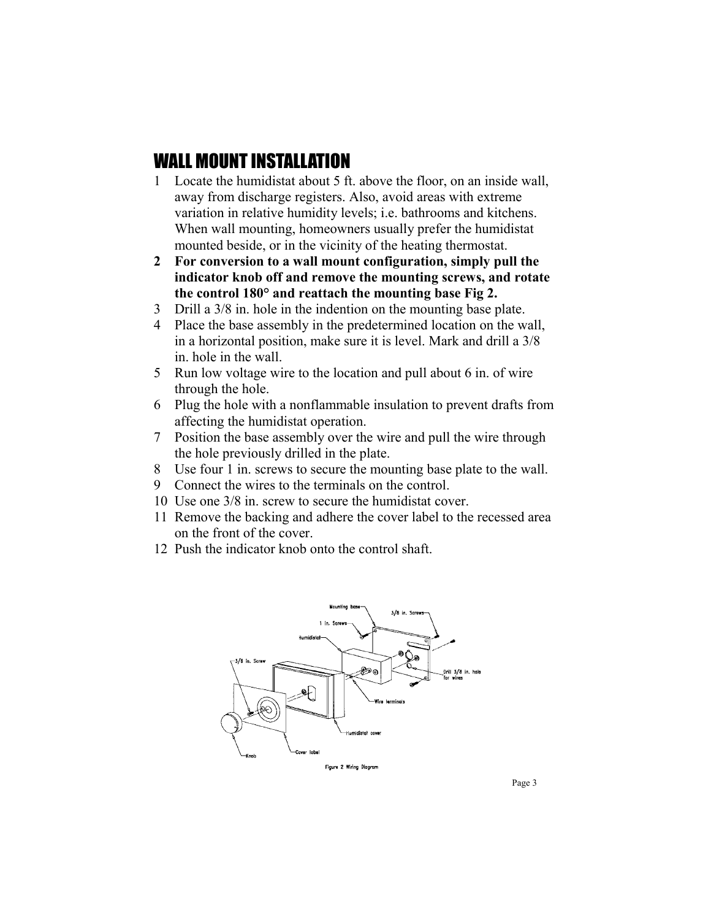# WALL MOUNT INSTALLATION

1. Locate the humidistat about 5 ft. above the floor, on an inside wall, away from discharge registers. Also, avoid areas with extreme variation in relative humidity levels; i.e. bathrooms and kitchens. When wall mounting, homeowners usually prefer the humidistat mounted beside, or in the vicinity of the heating thermostat.
2. **For conversion to a wall mount configuration, simply pull the indicator knob off and remove the mounting screws, and rotate the control 180° and reattach the mounting base Fig 2.**
3. Drill a 3/8 in. hole in the indention on the mounting base plate.
4. Place the base assembly in the predetermined location on the wall, in a horizontal position, make sure it is level. Mark and drill a 3/8 in. hole in the wall.
5. Run low voltage wire to the location and pull about 6 in. of wire through the hole.
6. Plug the hole with a nonflammable insulation to prevent drafts from affecting the humidistat operation.
7. Position the base assembly over the wire and pull the wire through the hole previously drilled in the plate.
8. Use four 1 in. screws to secure the mounting base plate to the wall.
9. Connect the wires to the terminals on the control.
10. Use one 3/8 in. screw to secure the humidistat cover.
11. Remove the backing and adhere the cover label to the recessed area on the front of the cover.
12. Push the indicator knob onto the control shaft.

Figure 2 Wiring Diagram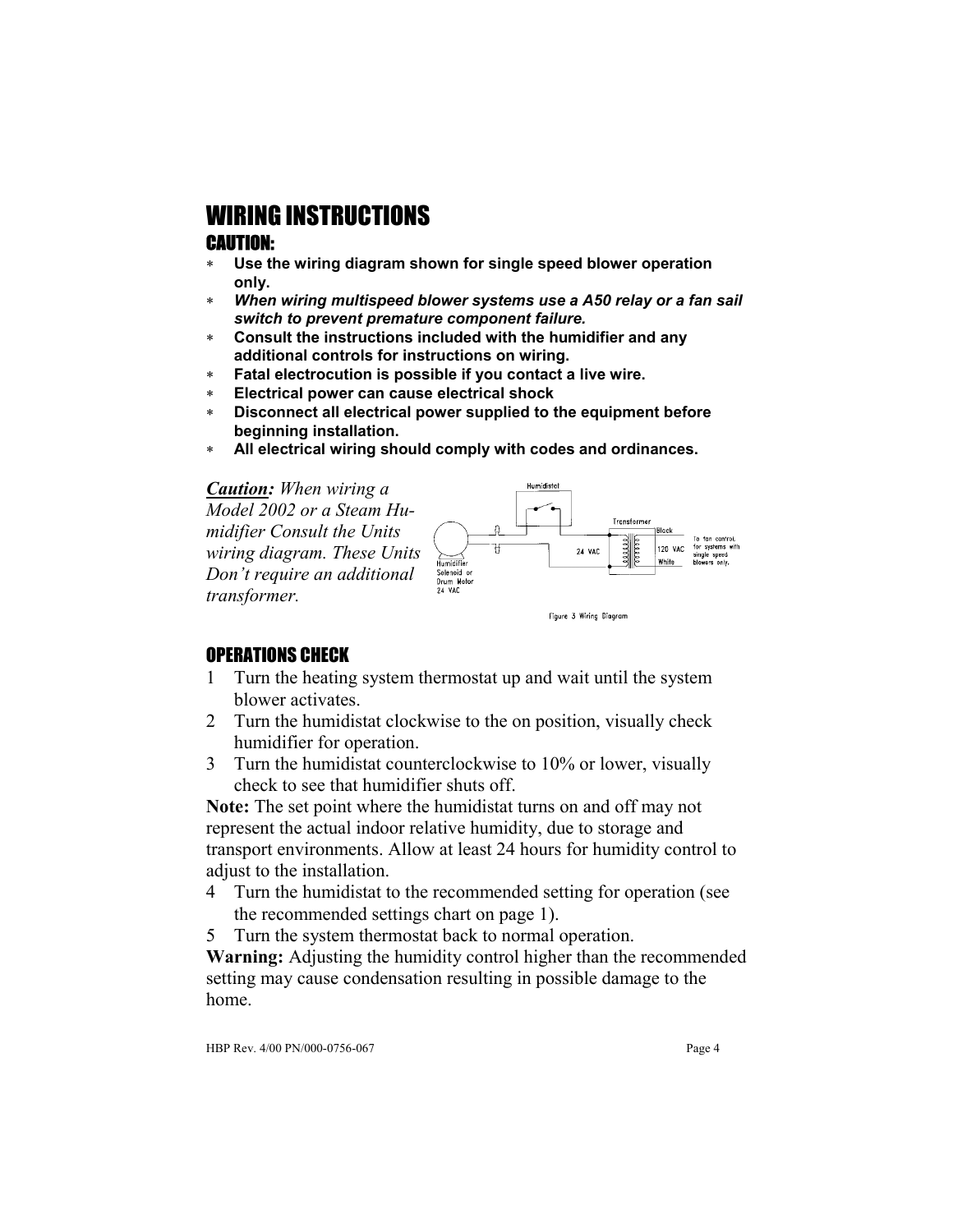# WIRING INSTRUCTIONS

## CAUTION:

- **Use the wiring diagram shown for single speed blower operation only.**
- ***When wiring multispeed blower systems use a A50 relay or a fan sail switch to prevent premature component failure.***
- **Consult the instructions included with the humidifier and any additional controls for instructions on wiring.**
- **Fatal electrocution is possible if you contact a live wire.**
- **Electrical power can cause electrical shock**
- **Disconnect all electrical power supplied to the equipment before beginning installation.**
- **All electrical wiring should comply with codes and ordinances.**

***Caution:*** *When wiring a Model 2002 or a Steam Humidifier Consult the Units wiring diagram. These Units Don't require an additional transformer.*

Humidistat

Transformer

Black

24 VAC

120 VAC

White

To fan control, for systems with single speed blowers only.

Humidifier Solenoid or Drum Motor 24 VAC

Figure 3 Wiring Diagram

## OPERATIONS CHECK

1. Turn the heating system thermostat up and wait until the system blower activates.
2. Turn the humidistat clockwise to the on position, visually check humidifier for operation.
3. Turn the humidistat counterclockwise to 10% or lower, visually check to see that humidifier shuts off.

**Note:** The set point where the humidistat turns on and off may not represent the actual indoor relative humidity, due to storage and transport environments. Allow at least 24 hours for humidity control to adjust to the installation.

4. Turn the humidistat to the recommended setting for operation (see the recommended settings chart on page 1).
5. Turn the system thermostat back to normal operation.

**Warning:** Adjusting the humidity control higher than the recommended setting may cause condensation resulting in possible damage to the home.

HBP Rev. 4/00 PN/000-0756-067